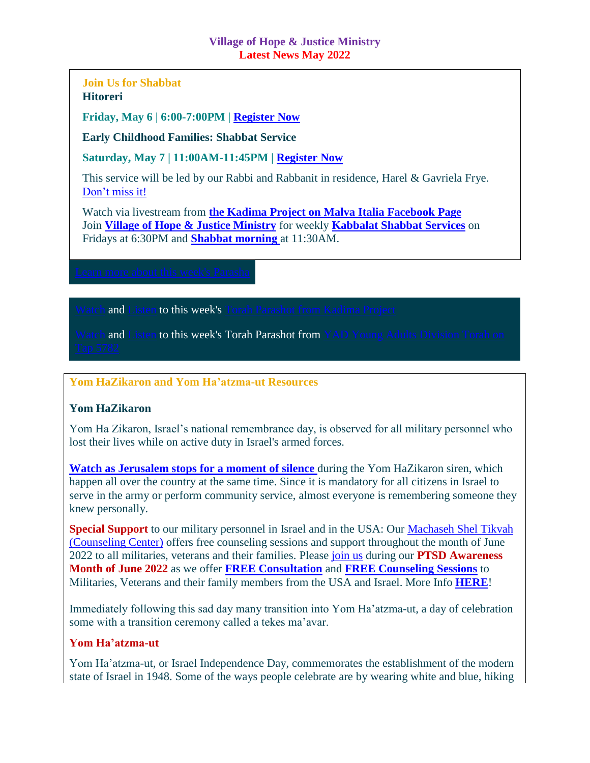**Village of Hope & Justice Ministry**
**Latest News May 2022**

**Join Us for Shabbat**
**Hitoreri**

**Friday, May 6 | 6:00-7:00PM | Register Now**

**Early Childhood Families: Shabbat Service**

**Saturday, May 7 | 11:00AM-11:45PM | Register Now**

This service will be led by our Rabbi and Rabbanit in residence, Harel & Gavriela Frye. Don't miss it!

Watch via livestream from **the Kadima Project on Malva Italia Facebook Page**
Join **Village of Hope & Justice Ministry** for weekly **Kabbalat Shabbat Services** on Fridays at 6:30PM and **Shabbat morning** at 11:30AM.

Learn more about this week's Parasha

Watch and Listen to this week's Torah Parashot from Kadima Project

Watch and Listen to this week's Torah Parashot from YAD Young Adults Division Torah on Tap 5782

**Yom HaZikaron and Yom Ha'atzma-ut Resources**

**Yom HaZikaron**

Yom Ha Zikaron, Israel's national remembrance day, is observed for all military personnel who lost their lives while on active duty in Israel's armed forces.

**Watch as Jerusalem stops for a moment of silence** during the Yom HaZikaron siren, which happen all over the country at the same time. Since it is mandatory for all citizens in Israel to serve in the army or perform community service, almost everyone is remembering someone they knew personally.

**Special Support** to our military personnel in Israel and in the USA: Our Machaseh Shel Tikvah (Counseling Center) offers free counseling sessions and support throughout the month of June 2022 to all militaries, veterans and their families. Please join us during our **PTSD Awareness Month of June 2022** as we offer **FREE Consultation** and **FREE Counseling Sessions** to Militaries, Veterans and their family members from the USA and Israel. More Info **HERE**!

Immediately following this sad day many transition into Yom Ha'atzma-ut, a day of celebration some with a transition ceremony called a tekes ma'avar.

**Yom Ha'atzma-ut**

Yom Ha'atzma-ut, or Israel Independence Day, commemorates the establishment of the modern state of Israel in 1948. Some of the ways people celebrate are by wearing white and blue, hiking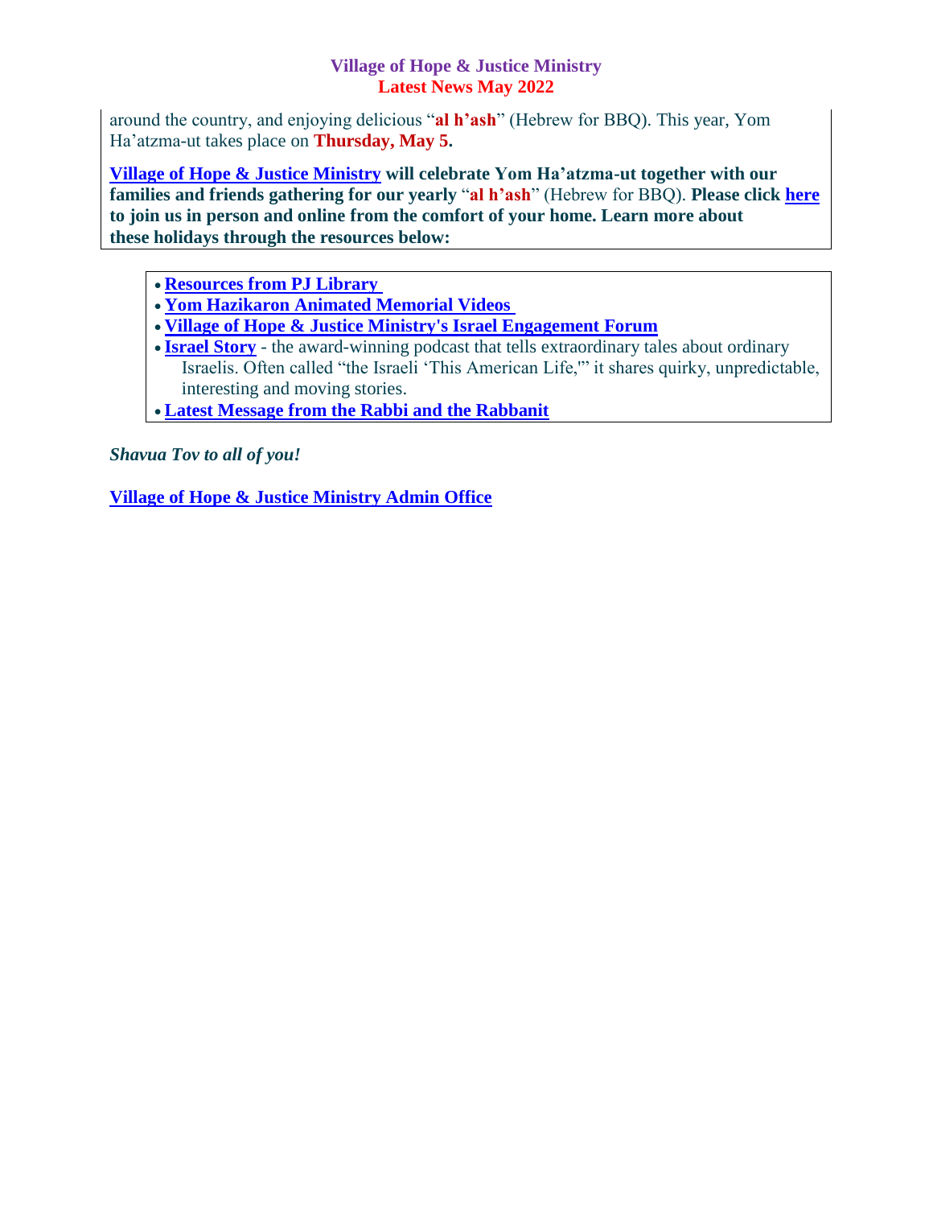around the country, and enjoying delicious "**al h'ash**" (Hebrew for BBQ). This year, Yom Ha'atzma-ut takes place on **Thursday, May 5.**

**Village of Hope & Justice Ministry will celebrate Yom Ha'atzma-ut together with our families and friends gathering for our yearly** "**al h'ash**" (Hebrew for BBQ). **Please click here to join us in person and online from the comfort of your home. Learn more about these holidays through the resources below:**

- **Resources from PJ Library**
- **Yom Hazikaron Animated Memorial Videos**
- **Village of Hope & Justice Ministry's Israel Engagement Forum**
- **Israel Story** - the award-winning podcast that tells extraordinary tales about ordinary Israelis. Often called "the Israeli 'This American Life,'" it shares quirky, unpredictable, interesting and moving stories.
- **Latest Message from the Rabbi and the Rabbanit**

***Shavua Tov to all of you!***

**Village of Hope & Justice Ministry Admin Office**